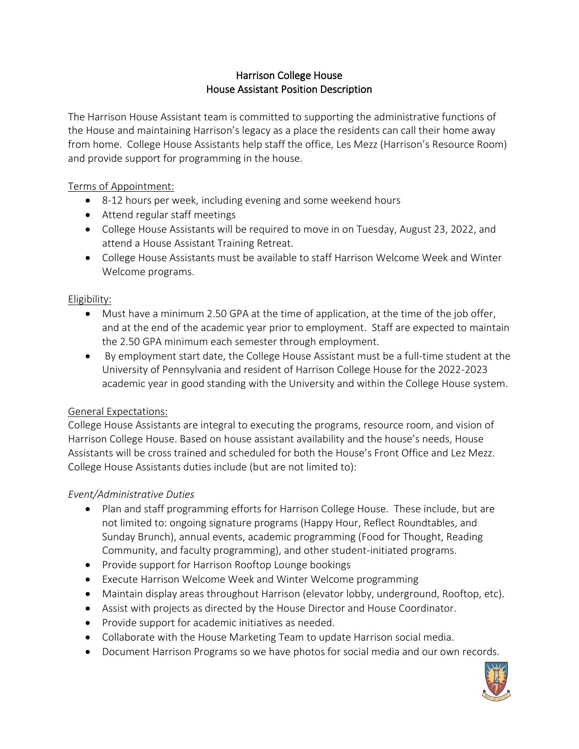# Harrison College House
## House Assistant Position Description

The Harrison House Assistant team is committed to supporting the administrative functions of the House and maintaining Harrison's legacy as a place the residents can call their home away from home. College House Assistants help staff the office, Les Mezz (Harrison's Resource Room) and provide support for programming in the house.

<u>Terms of Appointment:</u>

- 8-12 hours per week, including evening and some weekend hours
- Attend regular staff meetings
- College House Assistants will be required to move in on Tuesday, August 23, 2022, and attend a House Assistant Training Retreat.
- College House Assistants must be available to staff Harrison Welcome Week and Winter Welcome programs.

<u>Eligibility:</u>

- Must have a minimum 2.50 GPA at the time of application, at the time of the job offer, and at the end of the academic year prior to employment. Staff are expected to maintain the 2.50 GPA minimum each semester through employment.
- By employment start date, the College House Assistant must be a full-time student at the University of Pennsylvania and resident of Harrison College House for the 2022-2023 academic year in good standing with the University and within the College House system.

<u>General Expectations:</u>

College House Assistants are integral to executing the programs, resource room, and vision of Harrison College House. Based on house assistant availability and the house's needs, House Assistants will be cross trained and scheduled for both the House's Front Office and Lez Mezz. College House Assistants duties include (but are not limited to):

*Event/Administrative Duties*

- Plan and staff programming efforts for Harrison College House. These include, but are not limited to: ongoing signature programs (Happy Hour, Reflect Roundtables, and Sunday Brunch), annual events, academic programming (Food for Thought, Reading Community, and faculty programming), and other student-initiated programs.
- Provide support for Harrison Rooftop Lounge bookings
- Execute Harrison Welcome Week and Winter Welcome programming
- Maintain display areas throughout Harrison (elevator lobby, underground, Rooftop, etc).
- Assist with projects as directed by the House Director and House Coordinator.
- Provide support for academic initiatives as needed.
- Collaborate with the House Marketing Team to update Harrison social media.
- Document Harrison Programs so we have photos for social media and our own records.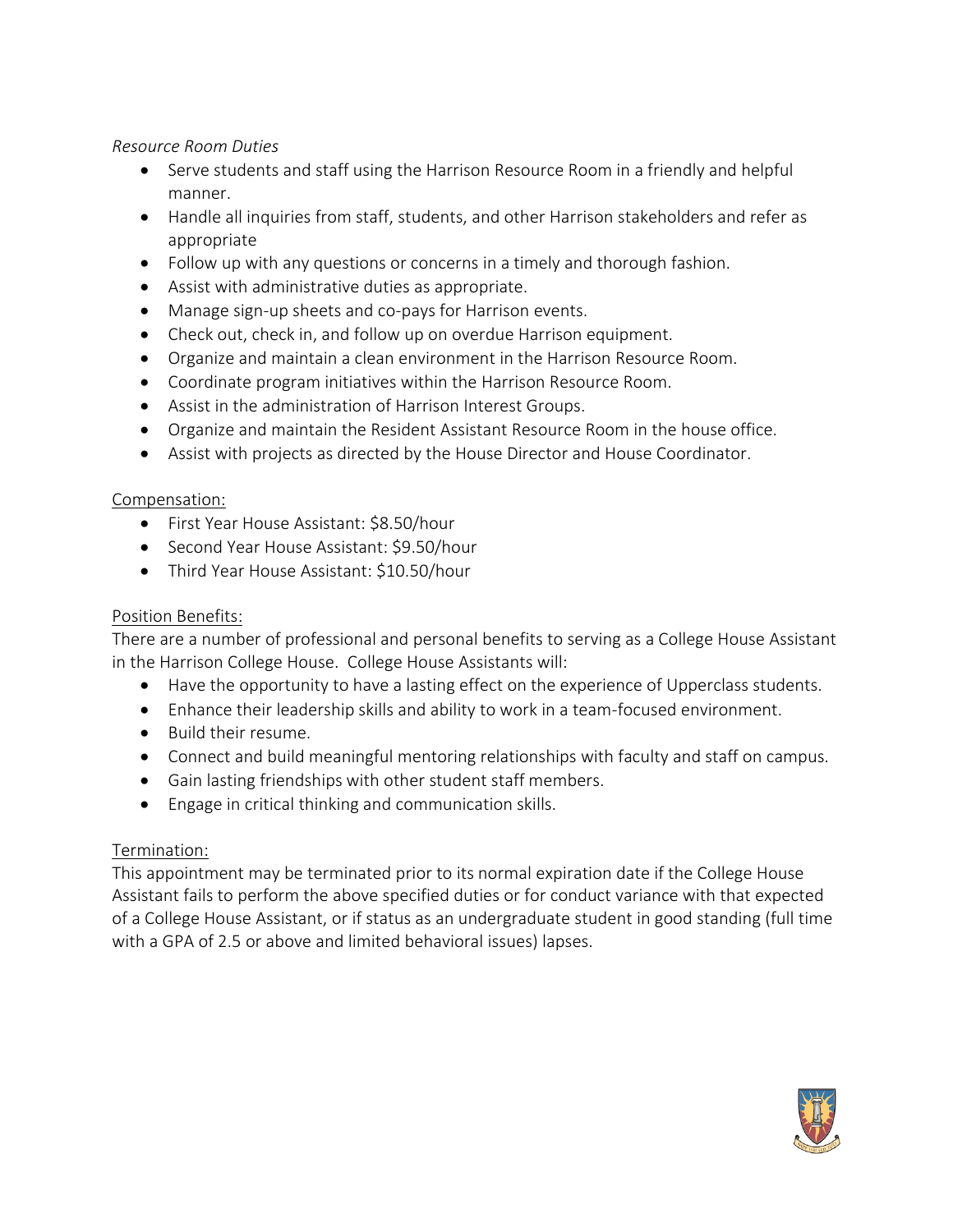*Resource Room Duties*

- Serve students and staff using the Harrison Resource Room in a friendly and helpful manner.
- Handle all inquiries from staff, students, and other Harrison stakeholders and refer as appropriate
- Follow up with any questions or concerns in a timely and thorough fashion.
- Assist with administrative duties as appropriate.
- Manage sign-up sheets and co-pays for Harrison events.
- Check out, check in, and follow up on overdue Harrison equipment.
- Organize and maintain a clean environment in the Harrison Resource Room.
- Coordinate program initiatives within the Harrison Resource Room.
- Assist in the administration of Harrison Interest Groups.
- Organize and maintain the Resident Assistant Resource Room in the house office.
- Assist with projects as directed by the House Director and House Coordinator.

Compensation:

- First Year House Assistant: $8.50/hour
- Second Year House Assistant: $9.50/hour
- Third Year House Assistant: $10.50/hour

Position Benefits:

There are a number of professional and personal benefits to serving as a College House Assistant in the Harrison College House. College House Assistants will:

- Have the opportunity to have a lasting effect on the experience of Upperclass students.
- Enhance their leadership skills and ability to work in a team-focused environment.
- Build their resume.
- Connect and build meaningful mentoring relationships with faculty and staff on campus.
- Gain lasting friendships with other student staff members.
- Engage in critical thinking and communication skills.

Termination:

This appointment may be terminated prior to its normal expiration date if the College House Assistant fails to perform the above specified duties or for conduct variance with that expected of a College House Assistant, or if status as an undergraduate student in good standing (full time with a GPA of 2.5 or above and limited behavioral issues) lapses.